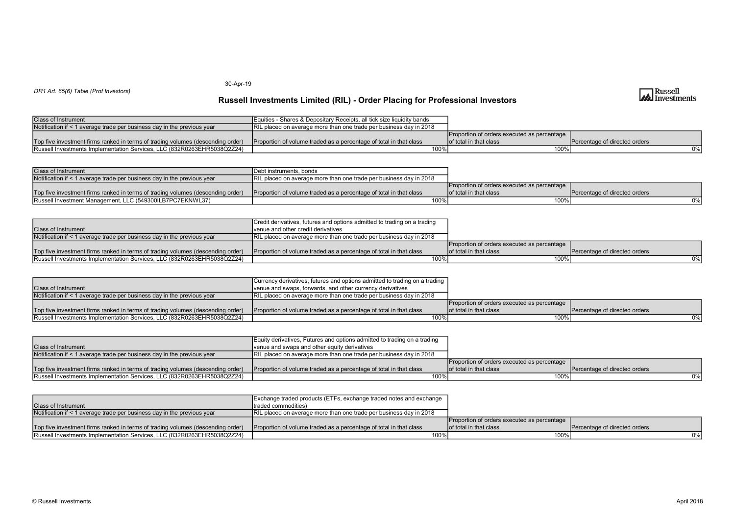30-Apr-19

*DR1 Art. 65(6) Table (Prof Investors)*

# Russell Investments Limited (RIL) - Order Placing for Professional Investors

| Class of Instrument | Equities - Shares & Depositary Receipts, all tick size liquidity bands | | |
|---|---|---|---|
| Notification if < 1 average trade per business day in the previous year | RIL placed on average more than one trade per business day in 2018 | | |
| Top five investment firms ranked in terms of trading volumes (descending order) | Proportion of volume traded as a percentage of total in that class | Proportion of orders executed as percentage of total in that class | Percentage of directed orders |
| Russell Investments Implementation Services, LLC (832R0263EHR5038Q2Z24) | 100% | 100% | 0% |

| Class of Instrument | Debt instruments, bonds | | |
|---|---|---|---|
| Notification if < 1 average trade per business day in the previous year | RIL placed on average more than one trade per business day in 2018 | | |
| Top five investment firms ranked in terms of trading volumes (descending order) | Proportion of volume traded as a percentage of total in that class | Proportion of orders executed as percentage of total in that class | Percentage of directed orders |
| Russell Investment Management, LLC (549300ILB7PC7EKNWL37) | 100% | 100% | 0% |

| Class of Instrument | Credit derivatives, futures and options admitted to trading on a trading venue and other credit derivatives | | |
|---|---|---|---|
| Notification if < 1 average trade per business day in the previous year | RIL placed on average more than one trade per business day in 2018 | | |
| Top five investment firms ranked in terms of trading volumes (descending order) | Proportion of volume traded as a percentage of total in that class | Proportion of orders executed as percentage of total in that class | Percentage of directed orders |
| Russell Investments Implementation Services, LLC (832R0263EHR5038Q2Z24) | 100% | 100% | 0% |

| Class of Instrument | Currency derivatives, futures and options admitted to trading on a trading venue and swaps, forwards, and other currency derivatives | | |
|---|---|---|---|
| Notification if < 1 average trade per business day in the previous year | RIL placed on average more than one trade per business day in 2018 | | |
| Top five investment firms ranked in terms of trading volumes (descending order) | Proportion of volume traded as a percentage of total in that class | Proportion of orders executed as percentage of total in that class | Percentage of directed orders |
| Russell Investments Implementation Services, LLC (832R0263EHR5038Q2Z24) | 100% | 100% | 0% |

| Class of Instrument | Equity derivatives, Futures and options admitted to trading on a trading venue and swaps and other equity derivatives | | |
|---|---|---|---|
| Notification if < 1 average trade per business day in the previous year | RIL placed on average more than one trade per business day in 2018 | | |
| Top five investment firms ranked in terms of trading volumes (descending order) | Proportion of volume traded as a percentage of total in that class | Proportion of orders executed as percentage of total in that class | Percentage of directed orders |
| Russell Investments Implementation Services, LLC (832R0263EHR5038Q2Z24) | 100% | 100% | 0% |

| Class of Instrument | Exchange traded products (ETFs, exchange traded notes and exchange traded commodities) | | |
|---|---|---|---|
| Notification if < 1 average trade per business day in the previous year | RIL placed on average more than one trade per business day in 2018 | | |
| Top five investment firms ranked in terms of trading volumes (descending order) | Proportion of volume traded as a percentage of total in that class | Proportion of orders executed as percentage of total in that class | Percentage of directed orders |
| Russell Investments Implementation Services, LLC (832R0263EHR5038Q2Z24) | 100% | 100% | 0% |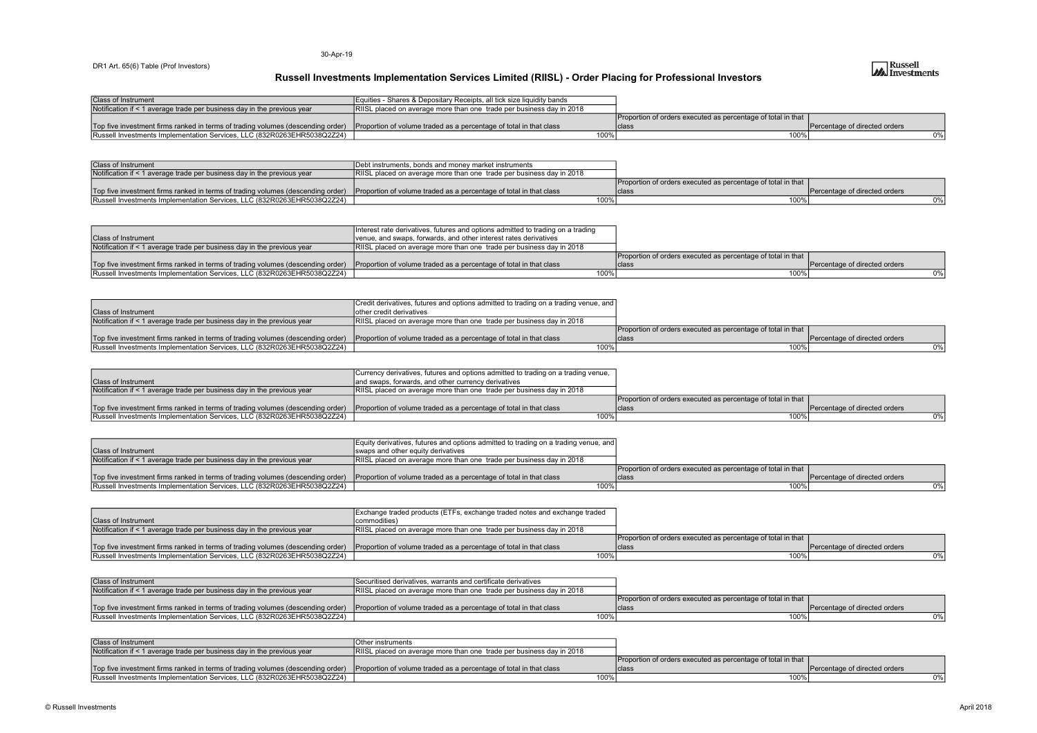30-Apr-19

DR1 Art. 65(6) Table (Prof Investors)

## Russell Investments Implementation Services Limited (RIISL) - Order Placing for Professional Investors

| Class of Instrument | Equities - Shares & Depositary Receipts, all tick size liquidity bands | | |
|---|---|---|---|
| Notification if < 1 average trade per business day in the previous year | RIISL placed on average more than one trade per business day in 2018 | | |
| Top five investment firms ranked in terms of trading volumes (descending order) | Proportion of volume traded as a percentage of total in that class | Proportion of orders executed as percentage of total in that class | Percentage of directed orders |
| Russell Investments Implementation Services, LLC (832R0263EHR5038Q2Z24) | 100% | 100% | 0% |

| Class of Instrument | Debt instruments, bonds and money market instruments | | |
|---|---|---|---|
| Notification if < 1 average trade per business day in the previous year | RIISL placed on average more than one trade per business day in 2018 | | |
| Top five investment firms ranked in terms of trading volumes (descending order) | Proportion of volume traded as a percentage of total in that class | Proportion of orders executed as percentage of total in that class | Percentage of directed orders |
| Russell Investments Implementation Services, LLC (832R0263EHR5038Q2Z24) | 100% | 100% | 0% |

| Class of Instrument | Interest rate derivatives, futures and options admitted to trading on a trading venue, and swaps, forwards, and other interest rates derivatives | | |
|---|---|---|---|
| Notification if < 1 average trade per business day in the previous year | RIISL placed on average more than one trade per business day in 2018 | | |
| Top five investment firms ranked in terms of trading volumes (descending order) | Proportion of volume traded as a percentage of total in that class | Proportion of orders executed as percentage of total in that class | Percentage of directed orders |
| Russell Investments Implementation Services, LLC (832R0263EHR5038Q2Z24) | 100% | 100% | 0% |

| Class of Instrument | Credit derivatives, futures and options admitted to trading on a trading venue, and other credit derivatives | | |
|---|---|---|---|
| Notification if < 1 average trade per business day in the previous year | RIISL placed on average more than one trade per business day in 2018 | | |
| Top five investment firms ranked in terms of trading volumes (descending order) | Proportion of volume traded as a percentage of total in that class | Proportion of orders executed as percentage of total in that class | Percentage of directed orders |
| Russell Investments Implementation Services, LLC (832R0263EHR5038Q2Z24) | 100% | 100% | 0% |

| Class of Instrument | Currency derivatives, futures and options admitted to trading on a trading venue, and swaps, forwards, and other currency derivatives | | |
|---|---|---|---|
| Notification if < 1 average trade per business day in the previous year | RIISL placed on average more than one trade per business day in 2018 | | |
| Top five investment firms ranked in terms of trading volumes (descending order) | Proportion of volume traded as a percentage of total in that class | Proportion of orders executed as percentage of total in that class | Percentage of directed orders |
| Russell Investments Implementation Services, LLC (832R0263EHR5038Q2Z24) | 100% | 100% | 0% |

| Class of Instrument | Equity derivatives, futures and options admitted to trading on a trading venue, and swaps and other equity derivatives | | |
|---|---|---|---|
| Notification if < 1 average trade per business day in the previous year | RIISL placed on average more than one trade per business day in 2018 | | |
| Top five investment firms ranked in terms of trading volumes (descending order) | Proportion of volume traded as a percentage of total in that class | Proportion of orders executed as percentage of total in that class | Percentage of directed orders |
| Russell Investments Implementation Services, LLC (832R0263EHR5038Q2Z24) | 100% | 100% | 0% |

| Class of Instrument | Exchange traded products (ETFs, exchange traded notes and exchange traded commodities) | | |
|---|---|---|---|
| Notification if < 1 average trade per business day in the previous year | RIISL placed on average more than one trade per business day in 2018 | | |
| Top five investment firms ranked in terms of trading volumes (descending order) | Proportion of volume traded as a percentage of total in that class | Proportion of orders executed as percentage of total in that class | Percentage of directed orders |
| Russell Investments Implementation Services, LLC (832R0263EHR5038Q2Z24) | 100% | 100% | 0% |

| Class of Instrument | Securitised derivatives, warrants and certificate derivatives | | |
|---|---|---|---|
| Notification if < 1 average trade per business day in the previous year | RIISL placed on average more than one trade per business day in 2018 | | |
| Top five investment firms ranked in terms of trading volumes (descending order) | Proportion of volume traded as a percentage of total in that class | Proportion of orders executed as percentage of total in that class | Percentage of directed orders |
| Russell Investments Implementation Services, LLC (832R0263EHR5038Q2Z24) | 100% | 100% | 0% |

| Class of Instrument | Other instruments | | |
|---|---|---|---|
| Notification if < 1 average trade per business day in the previous year | RIISL placed on average more than one trade per business day in 2018 | | |
| Top five investment firms ranked in terms of trading volumes (descending order) | Proportion of volume traded as a percentage of total in that class | Proportion of orders executed as percentage of total in that class | Percentage of directed orders |
| Russell Investments Implementation Services, LLC (832R0263EHR5038Q2Z24) | 100% | 100% | 0% |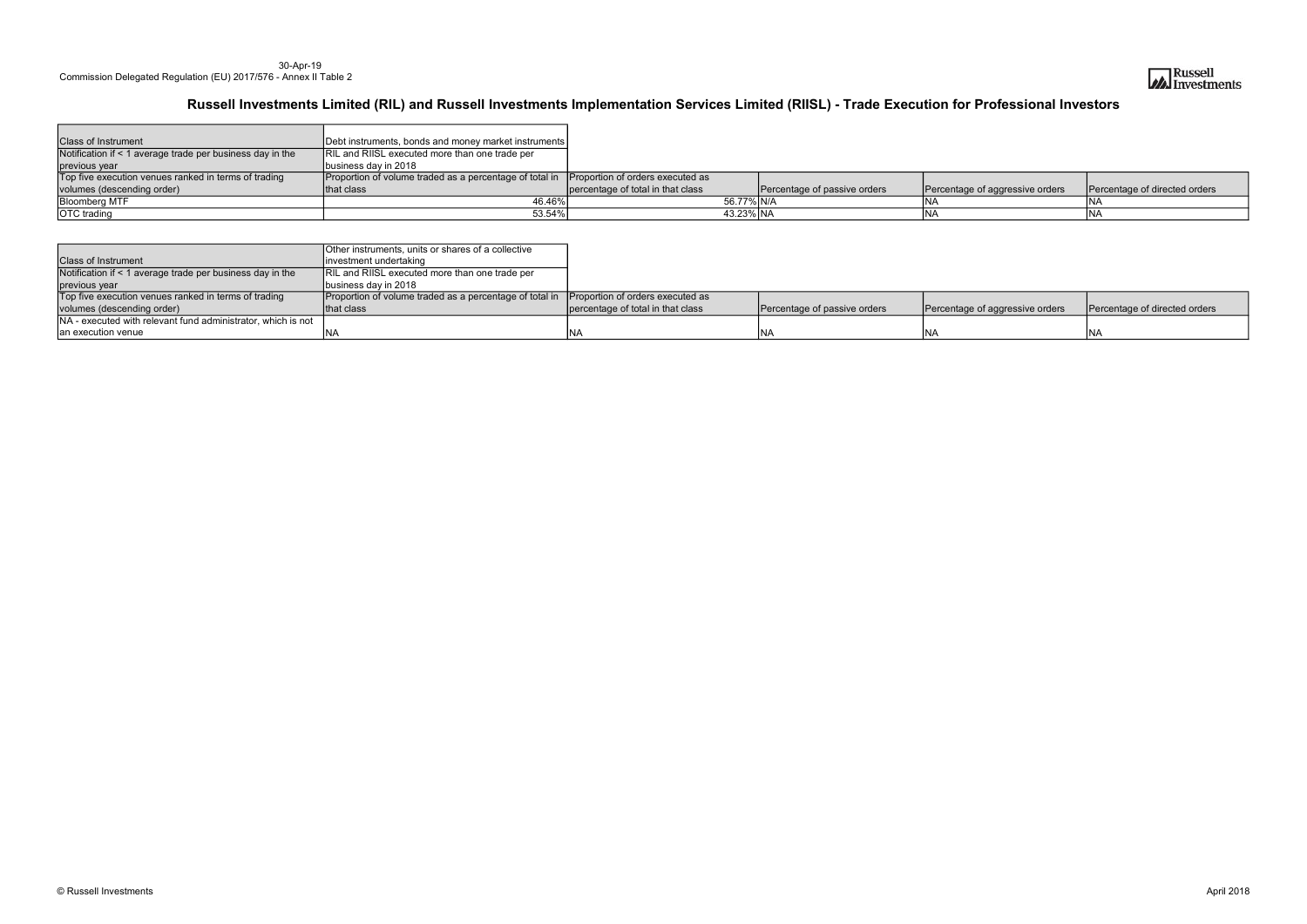30-Apr-19
Commission Delegated Regulation (EU) 2017/576 - Annex II Table 2

# Russell Investments Limited (RIL) and Russell Investments Implementation Services Limited (RIISL) - Trade Execution for Professional Investors

| Class of Instrument | Debt instruments, bonds and money market instruments | | | | |
|---|---|---|---|---|---|
| Notification if < 1 average trade per business day in the previous year | RIL and RIISL executed more than one trade per business day in 2018 | | | | |
| Top five execution venues ranked in terms of trading volumes (descending order) | Proportion of volume traded as a percentage of total in that class | Proportion of orders executed as percentage of total in that class | Percentage of passive orders | Percentage of aggressive orders | Percentage of directed orders |
| Bloomberg MTF | 46.46% | 56.77% | N/A | NA | NA |
| OTC trading | 53.54% | 43.23% | NA | NA | NA |

| Class of Instrument | Other instruments, units or shares of a collective investment undertaking | | | | |
|---|---|---|---|---|---|
| Notification if < 1 average trade per business day in the previous year | RIL and RIISL executed more than one trade per business day in 2018 | | | | |
| Top five execution venues ranked in terms of trading volumes (descending order) | Proportion of volume traded as a percentage of total in that class | Proportion of orders executed as percentage of total in that class | Percentage of passive orders | Percentage of aggressive orders | Percentage of directed orders |
| NA - executed with relevant fund administrator, which is not an execution venue | NA | NA | NA | NA | NA |

© Russell Investments

April 2018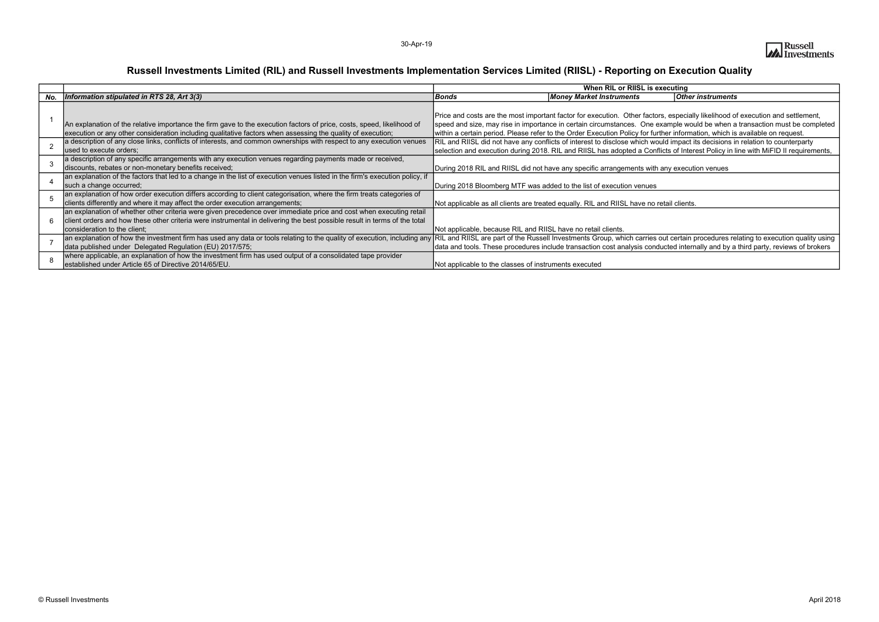30-Apr-19

# Russell Investments Limited (RIL) and Russell Investments Implementation Services Limited (RIISL) - Reporting on Execution Quality

| | | When RIL or RIISL is executing | | |
|---|---|---|---|---|
| ***No.*** | ***Information stipulated in RTS 28, Art 3(3)*** | ***Bonds*** | ***Money Market Instruments*** | ***Other instruments*** |
| 1 | An explanation of the relative importance the firm gave to the execution factors of price, costs, speed, likelihood of execution or any other consideration including qualitative factors when assessing the quality of execution; | Price and costs are the most important factor for execution. Other factors, especially likelihood of execution and settlement, speed and size, may rise in importance in certain circumstances. One example would be when a transaction must be completed within a certain period. Please refer to the Order Execution Policy for further information, which is available on request. | | |
| 2 | a description of any close links, conflicts of interests, and common ownerships with respect to any execution venues used to execute orders; | RIL and RIISL did not have any conflicts of interest to disclose which would impact its decisions in relation to counterparty selection and execution during 2018. RIL and RIISL has adopted a Conflicts of Interest Policy in line with MiFID II requirements, | | |
| 3 | a description of any specific arrangements with any execution venues regarding payments made or received, discounts, rebates or non-monetary benefits received; | During 2018 RIL and RIISL did not have any specific arrangements with any execution venues | | |
| 4 | an explanation of the factors that led to a change in the list of execution venues listed in the firm's execution policy, if such a change occurred; | During 2018 Bloomberg MTF was added to the list of execution venues | | |
| 5 | an explanation of how order execution differs according to client categorisation, where the firm treats categories of clients differently and where it may affect the order execution arrangements; | Not applicable as all clients are treated equally. RIL and RIISL have no retail clients. | | |
| 6 | an explanation of whether other criteria were given precedence over immediate price and cost when executing retail client orders and how these other criteria were instrumental in delivering the best possible result in terms of the total consideration to the client; | Not applicable, because RIL and RIISL have no retail clients. | | |
| 7 | an explanation of how the investment firm has used any data or tools relating to the quality of execution, including any data published under Delegated Regulation (EU) 2017/575; | RIL and RIISL are part of the Russell Investments Group, which carries out certain procedures relating to execution quality using data and tools. These procedures include transaction cost analysis conducted internally and by a third party, reviews of brokers | | |
| 8 | where applicable, an explanation of how the investment firm has used output of a consolidated tape provider established under Article 65 of Directive 2014/65/EU. | Not applicable to the classes of instruments executed | | |

© Russell Investments

April 2018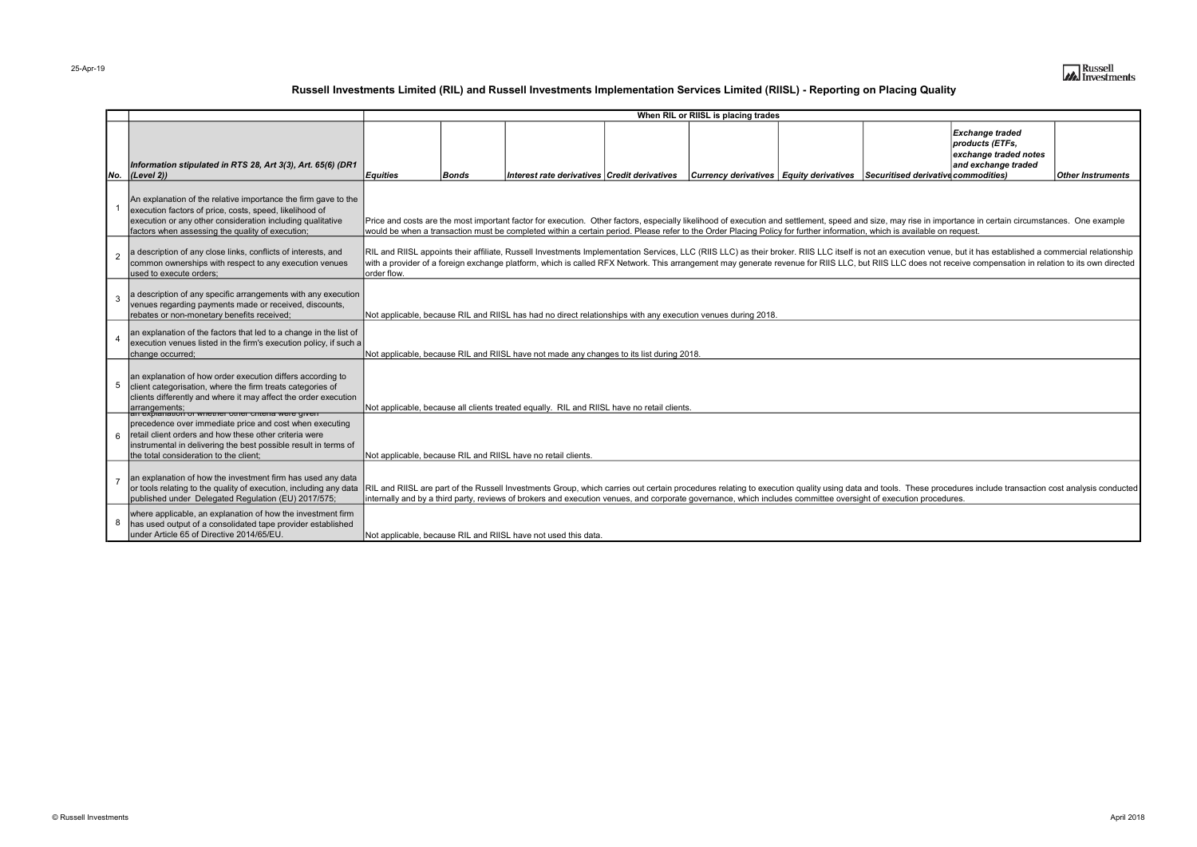# Russell Investments Limited (RIL) and Russell Investments Implementation Services Limited (RIISL) - Reporting on Placing Quality

| No. | Information stipulated in RTS 28, Art 3(3), Art. 65(6) (DR1 (Level 2)) | When RIL or RIISL is placing trades | | | | | | | | |
|---|---|---|---|---|---|---|---|---|---|---|
| | | *Equities* | *Bonds* | *Interest rate derivatives* | *Credit derivatives* | *Currency derivatives* | *Equity derivatives* | *Securitised derivative* | *Exchange traded products (ETFs, exchange traded notes and exchange traded commodities)* | *Other Instruments* |
| 1 | An explanation of the relative importance the firm gave to the execution factors of price, costs, speed, likelihood of execution or any other consideration including qualitative factors when assessing the quality of execution; | Price and costs are the most important factor for execution. Other factors, especially likelihood of execution and settlement, speed and size, may rise in importance in certain circumstances. One example would be when a transaction must be completed within a certain period. Please refer to the Order Placing Policy for further information, which is available on request. | | | | | | | | |
| 2 | a description of any close links, conflicts of interests, and common ownerships with respect to any execution venues used to execute orders; | RIL and RIISL appoints their affiliate, Russell Investments Implementation Services, LLC (RIIS LLC) as their broker. RIIS LLC itself is not an execution venue, but it has established a commercial relationship with a provider of a foreign exchange platform, which is called RFX Network. This arrangement may generate revenue for RIIS LLC, but RIIS LLC does not receive compensation in relation to its own directed order flow. | | | | | | | | |
| 3 | a description of any specific arrangements with any execution venues regarding payments made or received, discounts, rebates or non-monetary benefits received; | Not applicable, because RIL and RIISL has had no direct relationships with any execution venues during 2018. | | | | | | | | |
| 4 | an explanation of the factors that led to a change in the list of execution venues listed in the firm's execution policy, if such a change occurred; | Not applicable, because RIL and RIISL have not made any changes to its list during 2018. | | | | | | | | |
| 5 | an explanation of how order execution differs according to client categorisation, where the firm treats categories of clients differently and where it may affect the order execution arrangements; | Not applicable, because all clients treated equally. RIL and RIISL have no retail clients. | | | | | | | | |
| 6 | an explanation of whether other criteria were given precedence over immediate price and cost when executing retail client orders and how these other criteria were instrumental in delivering the best possible result in terms of the total consideration to the client; | Not applicable, because RIL and RIISL have no retail clients. | | | | | | | | |
| 7 | an explanation of how the investment firm has used any data or tools relating to the quality of execution, including any data published under Delegated Regulation (EU) 2017/575; | RIL and RIISL are part of the Russell Investments Group, which carries out certain procedures relating to execution quality using data and tools. These procedures include transaction cost analysis conducted internally and by a third party, reviews of brokers and execution venues, and corporate governance, which includes committee oversight of execution procedures. | | | | | | | | |
| 8 | where applicable, an explanation of how the investment firm has used output of a consolidated tape provider established under Article 65 of Directive 2014/65/EU. | Not applicable, because RIL and RIISL have not used this data. | | | | | | | | |